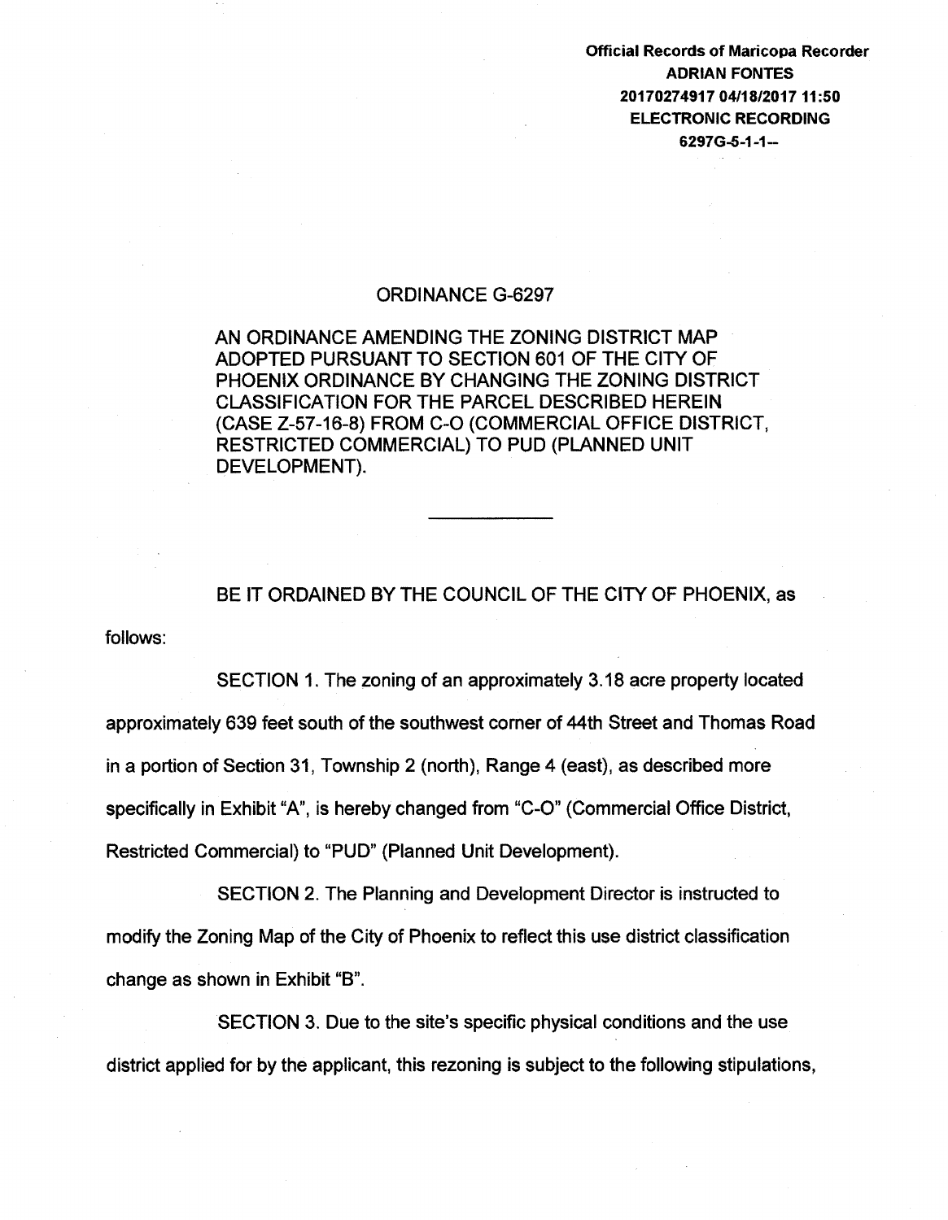**Official Records of Maricopa Recorder**
**ADRIAN FONTES**
**20170274917 04/18/2017 11:50**
**ELECTRONIC RECORDING**
**6297G-5-1-1--**

# ORDINANCE G-6297

AN ORDINANCE AMENDING THE ZONING DISTRICT MAP ADOPTED PURSUANT TO SECTION 601 OF THE CITY OF PHOENIX ORDINANCE BY CHANGING THE ZONING DISTRICT CLASSIFICATION FOR THE PARCEL DESCRIBED HEREIN (CASE Z-57-16-8) FROM C-O (COMMERCIAL OFFICE DISTRICT, RESTRICTED COMMERCIAL) TO PUD (PLANNED UNIT DEVELOPMENT).

---

BE IT ORDAINED BY THE COUNCIL OF THE CITY OF PHOENIX, as follows:

SECTION 1. The zoning of an approximately 3.18 acre property located approximately 639 feet south of the southwest corner of 44th Street and Thomas Road in a portion of Section 31, Township 2 (north), Range 4 (east), as described more specifically in Exhibit "A", is hereby changed from "C-O" (Commercial Office District, Restricted Commercial) to "PUD" (Planned Unit Development).

SECTION 2. The Planning and Development Director is instructed to modify the Zoning Map of the City of Phoenix to reflect this use district classification change as shown in Exhibit "B".

SECTION 3. Due to the site's specific physical conditions and the use district applied for by the applicant, this rezoning is subject to the following stipulations,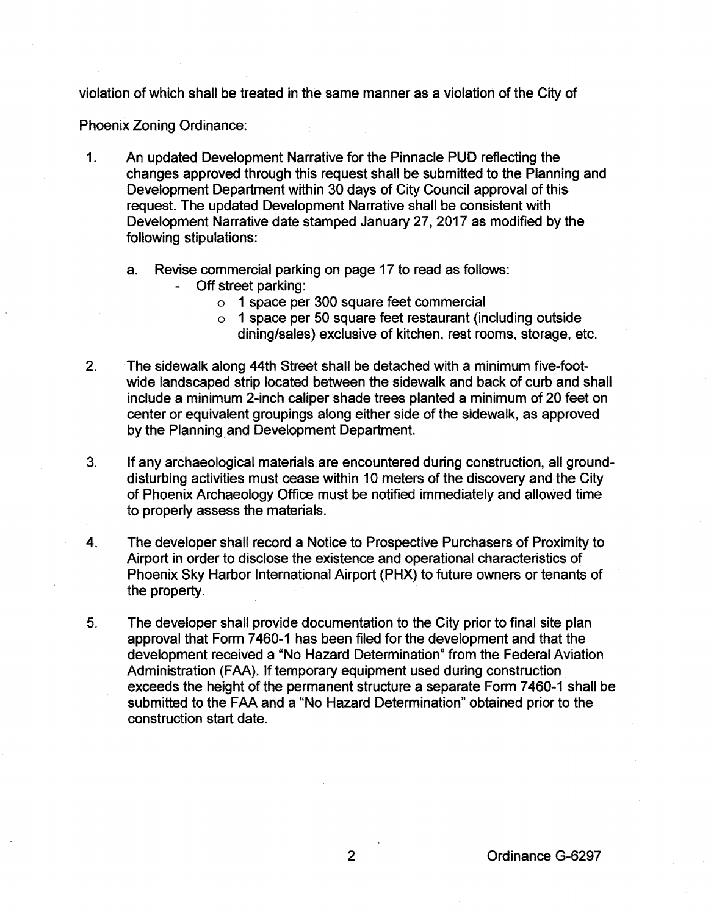violation of which shall be treated in the same manner as a violation of the City of Phoenix Zoning Ordinance:

1. An updated Development Narrative for the Pinnacle PUD reflecting the changes approved through this request shall be submitted to the Planning and Development Department within 30 days of City Council approval of this request. The updated Development Narrative shall be consistent with Development Narrative date stamped January 27, 2017 as modified by the following stipulations:

   a. Revise commercial parking on page 17 to read as follows:
      - Off street parking:
        - 1 space per 300 square feet commercial
        - 1 space per 50 square feet restaurant (including outside dining/sales) exclusive of kitchen, rest rooms, storage, etc.

2. The sidewalk along 44th Street shall be detached with a minimum five-foot-wide landscaped strip located between the sidewalk and back of curb and shall include a minimum 2-inch caliper shade trees planted a minimum of 20 feet on center or equivalent groupings along either side of the sidewalk, as approved by the Planning and Development Department.

3. If any archaeological materials are encountered during construction, all ground-disturbing activities must cease within 10 meters of the discovery and the City of Phoenix Archaeology Office must be notified immediately and allowed time to properly assess the materials.

4. The developer shall record a Notice to Prospective Purchasers of Proximity to Airport in order to disclose the existence and operational characteristics of Phoenix Sky Harbor International Airport (PHX) to future owners or tenants of the property.

5. The developer shall provide documentation to the City prior to final site plan approval that Form 7460-1 has been filed for the development and that the development received a "No Hazard Determination" from the Federal Aviation Administration (FAA). If temporary equipment used during construction exceeds the height of the permanent structure a separate Form 7460-1 shall be submitted to the FAA and a "No Hazard Determination" obtained prior to the construction start date.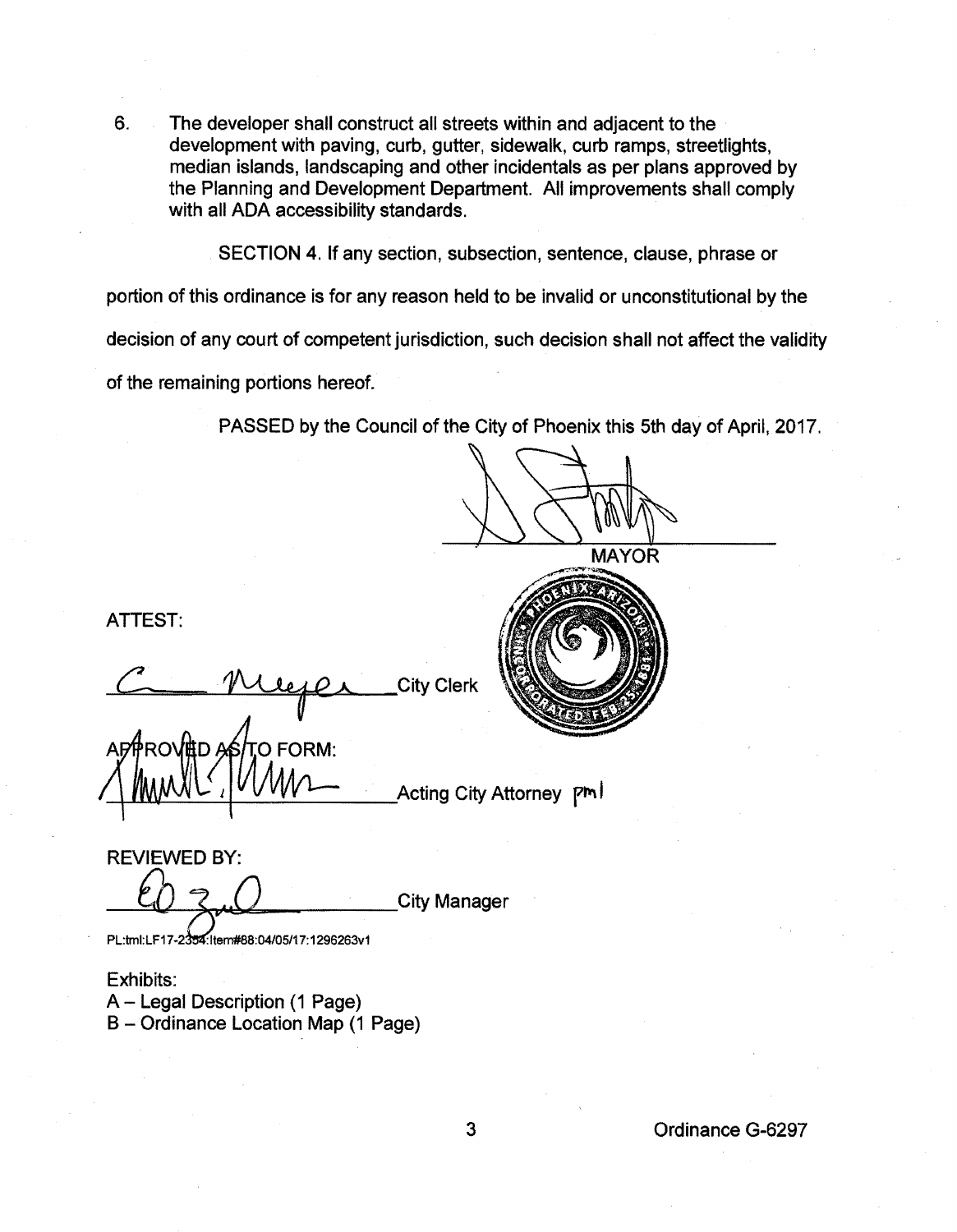6. The developer shall construct all streets within and adjacent to the development with paving, curb, gutter, sidewalk, curb ramps, streetlights, median islands, landscaping and other incidentals as per plans approved by the Planning and Development Department. All improvements shall comply with all ADA accessibility standards.

SECTION 4. If any section, subsection, sentence, clause, phrase or portion of this ordinance is for any reason held to be invalid or unconstitutional by the decision of any court of competent jurisdiction, such decision shall not affect the validity of the remaining portions hereof.

PASSED by the Council of the City of Phoenix this 5th day of April, 2017.

MAYOR

ATTEST:

City Clerk

APPROVED AS TO FORM:

Acting City Attorney pml

REVIEWED BY:

City Manager

PL:tml:LF17-2354:Item#88:04/05/17:1296263v1

Exhibits:
A – Legal Description (1 Page)
B – Ordinance Location Map (1 Page)

Ordinance G-6297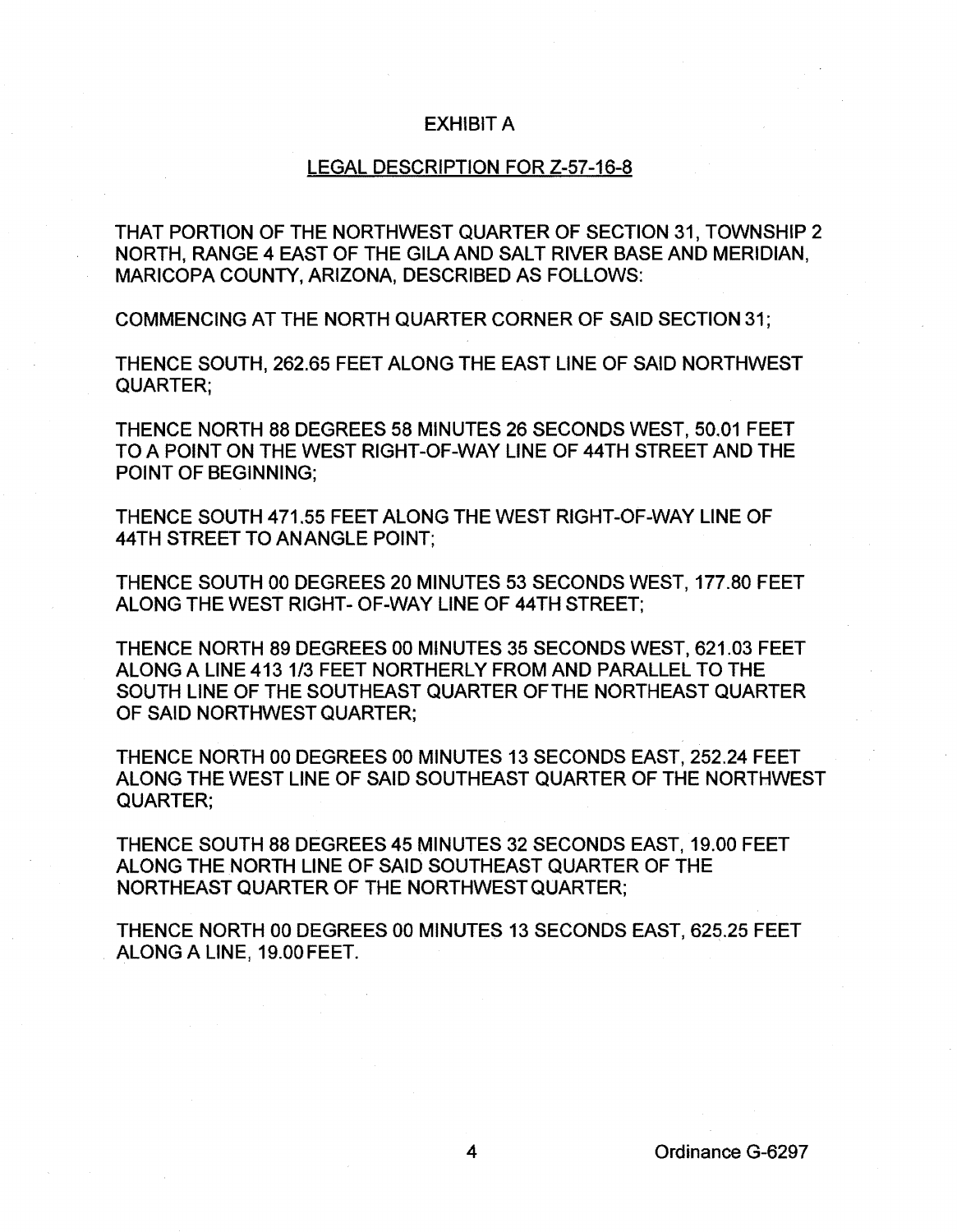# EXHIBIT A

## LEGAL DESCRIPTION FOR Z-57-16-8

THAT PORTION OF THE NORTHWEST QUARTER OF SECTION 31, TOWNSHIP 2 NORTH, RANGE 4 EAST OF THE GILA AND SALT RIVER BASE AND MERIDIAN, MARICOPA COUNTY, ARIZONA, DESCRIBED AS FOLLOWS:

COMMENCING AT THE NORTH QUARTER CORNER OF SAID SECTION 31;

THENCE SOUTH, 262.65 FEET ALONG THE EAST LINE OF SAID NORTHWEST QUARTER;

THENCE NORTH 88 DEGREES 58 MINUTES 26 SECONDS WEST, 50.01 FEET TO A POINT ON THE WEST RIGHT-OF-WAY LINE OF 44TH STREET AND THE POINT OF BEGINNING;

THENCE SOUTH 471.55 FEET ALONG THE WEST RIGHT-OF-WAY LINE OF 44TH STREET TO ANANGLE POINT;

THENCE SOUTH 00 DEGREES 20 MINUTES 53 SECONDS WEST, 177.80 FEET ALONG THE WEST RIGHT- OF-WAY LINE OF 44TH STREET;

THENCE NORTH 89 DEGREES 00 MINUTES 35 SECONDS WEST, 621.03 FEET ALONG A LINE 413 1/3 FEET NORTHERLY FROM AND PARALLEL TO THE SOUTH LINE OF THE SOUTHEAST QUARTER OFTHE NORTHEAST QUARTER OF SAID NORTHWEST QUARTER;

THENCE NORTH 00 DEGREES 00 MINUTES 13 SECONDS EAST, 252.24 FEET ALONG THE WEST LINE OF SAID SOUTHEAST QUARTER OF THE NORTHWEST QUARTER;

THENCE SOUTH 88 DEGREES 45 MINUTES 32 SECONDS EAST, 19.00 FEET ALONG THE NORTH LINE OF SAID SOUTHEAST QUARTER OF THE NORTHEAST QUARTER OF THE NORTHWEST QUARTER;

THENCE NORTH 00 DEGREES 00 MINUTES 13 SECONDS EAST, 625.25 FEET ALONG A LINE, 19.00 FEET.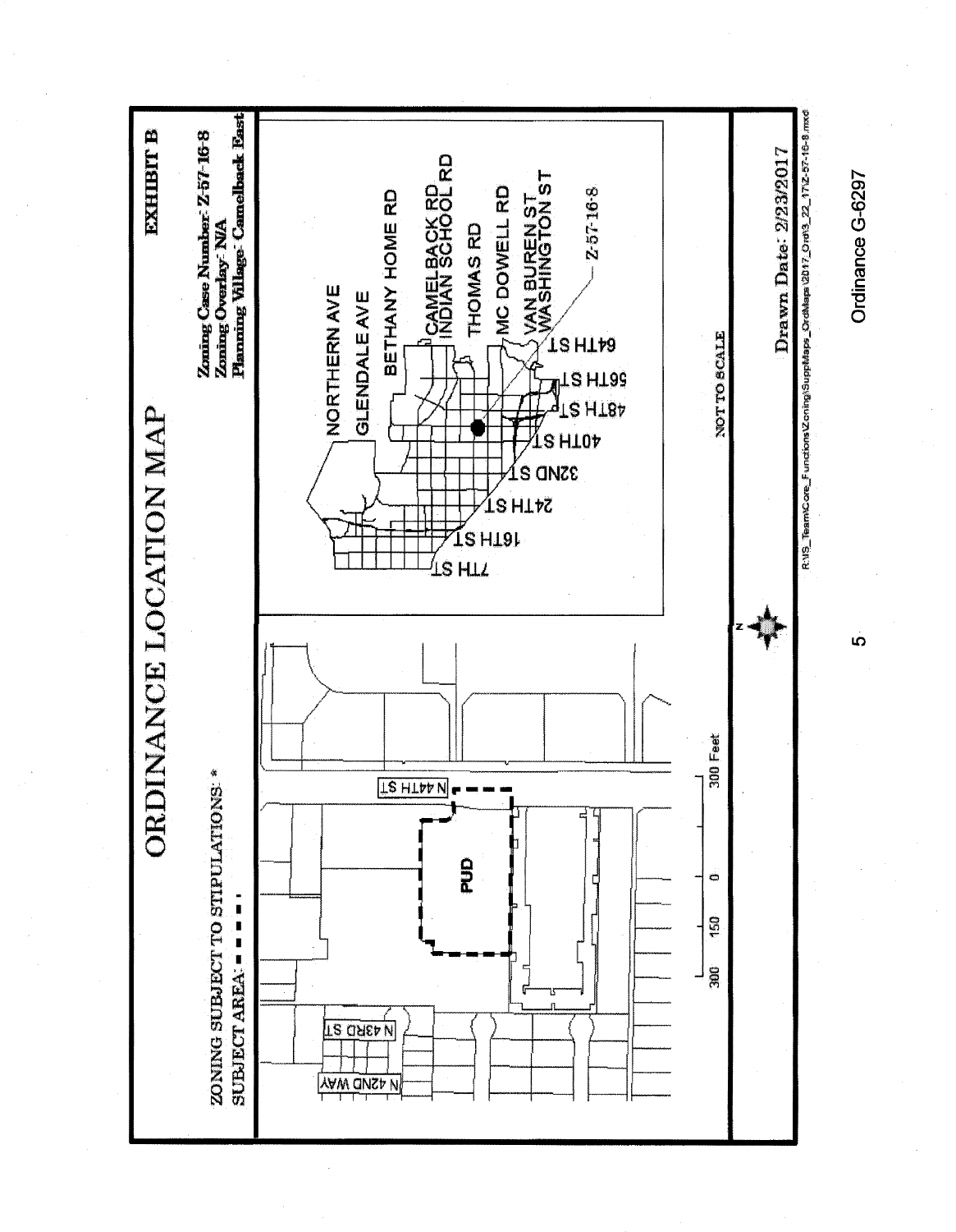# ORDINANCE LOCATION MAP

**EXHIBIT B**

ZONING SUBJECT TO STIPULATIONS: *

SUBJECT AREA: ■ ■ ■ ■

**Zoning Case Number: Z-57-16-8**
**Zoning Overlay: N/A**
**Planning Village: Camelback East**

N 42ND WAY

N 43RD ST

N 44TH ST

PUD

300 150 0 300 Feet

NORTHERN AVE

GLENDALE AVE

BETHANY HOME RD

CAMELBACK RD

INDIAN SCHOOL RD

THOMAS RD

MC DOWELL RD

VAN BUREN ST

WASHINGTON ST

Z-57-16-8

7TH ST

16TH ST

24TH ST

32ND ST

40TH ST

48TH ST

56TH ST

64TH ST

NOT TO SCALE

**Drawn Date: 2/23/2017**

R:\IS_Team\Core_Functions\Zoning\SuppMaps_OrdMaps\2017_Ord\3_22_17\Z-57-16-8.mxd

Ordinance G-6297